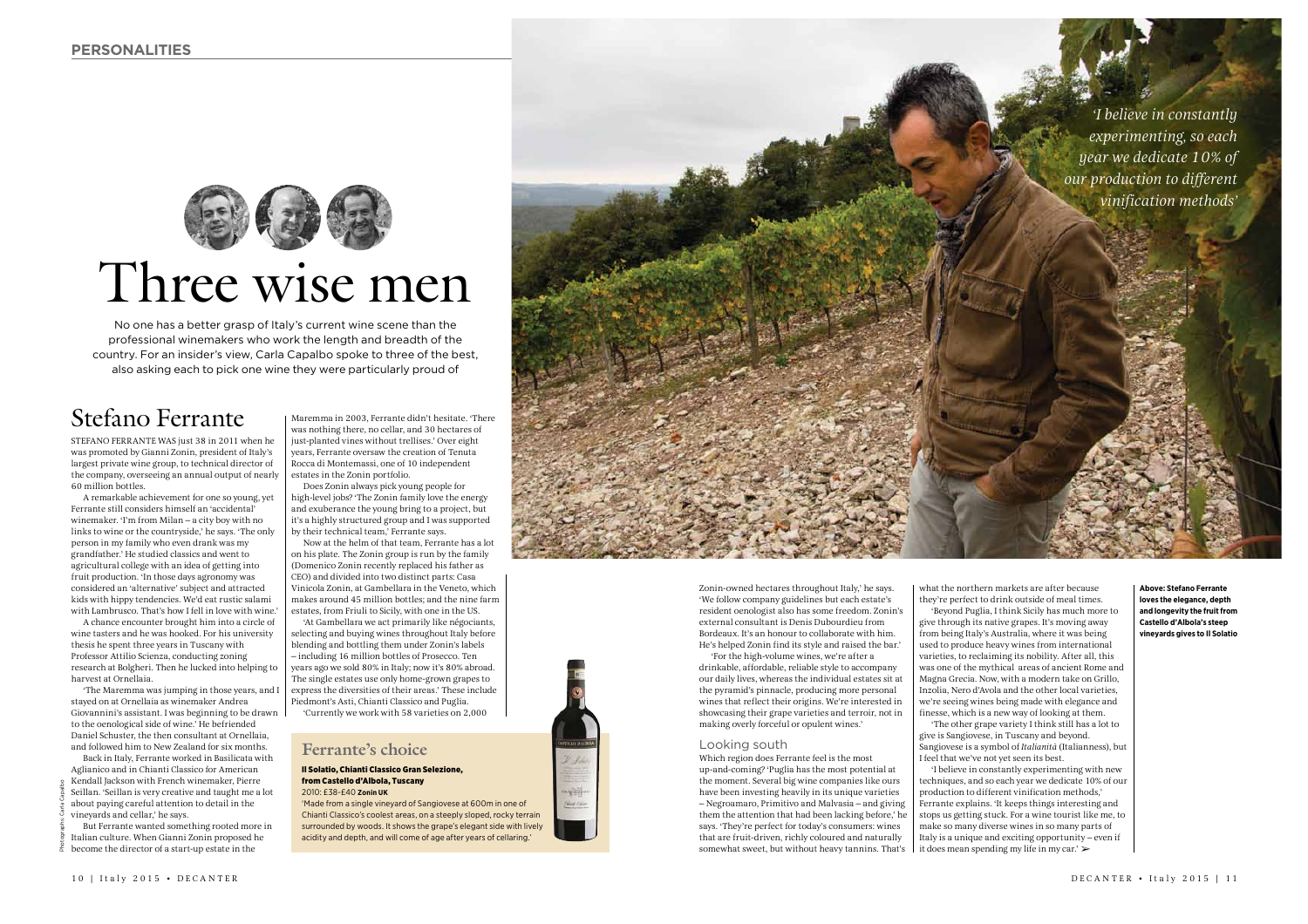# Three wise men

No one has a better grasp of Italy's current wine scene than the professional winemakers who work the length and breadth of the country. For an insider's view, Carla Capalbo spoke to three of the best, also asking each to pick one wine they were particularly proud of

## Stefano Ferrante

STEFANO FERRANTE WAS just 38 in 2011 when he was promoted by Gianni Zonin, president of Italy's largest private wine group, to technical director of the company, overseeing an annual output of nearly 60 million bottles.

A remarkable achievement for one so young, yet Ferrante still considers himself an 'accidental' winemaker. 'I'm from Milan – a city boy with no links to wine or the countryside,' he says. 'The only person in my family who even drank was my grandfather.' He studied classics and went to agricultural college with an idea of getting into fruit production. 'In those days agronomy was considered an 'alternative' subject and attracted kids with hippy tendencies. We'd eat rustic salami with Lambrusco. That's how I fell in love with wine.'

A chance encounter brought him into a circle of wine tasters and he was hooked. For his university thesis he spent three years in Tuscany with Professor Attilio Scienza, conducting zoning research at Bolgheri. Then he lucked into helping to harvest at Ornellaia.

'The Maremma was jumping in those years, and I stayed on at Ornellaia as winemaker Andrea Giovannini's assistant. I was beginning to be drawn to the oenological side of wine.' He befriended Daniel Schuster, the then consultant at Ornellaia, and followed him to New Zealand for six months.

Back in Italy, Ferrante worked in Basilicata with Aglianico and in Chianti Classico for American Kendall Jackson with French winemaker, Pierre Seillan. 'Seillan is very creative and taught me a lot about paying careful attention to detail in the vineyards and cellar,' he says.

But Ferrante wanted something rooted more in Italian culture. When Gianni Zonin proposed he become the director of a start-up estate in the Maremma in 2003, Ferrante didn't hesitate. 'There was nothing there, no cellar, and 30 hectares of just-planted vines without trellises.' Over eight years, Ferrante oversaw the creation of Tenuta Rocca di Montemassi, one of 10 independent estates in the Zonin portfolio.

Does Zonin always pick young people for high-level jobs? 'The Zonin family love the energy and exuberance the young bring to a project, but it's a highly structured group and I was supported by their technical team,' Ferrante says.

Now at the helm of that team, Ferrante has a lot on his plate. The Zonin group is run by the family (Domenico Zonin recently replaced his father as CEO) and divided into two distinct parts: Casa Vinicola Zonin, at Gambellara in the Veneto, which makes around 45 million bottles; and the nine farm estates, from Friuli to Sicily, with one in the US.

'At Gambellara we act primarily like négociants, selecting and buying wines throughout Italy before blending and bottling them under Zonin's labels – including 16 million bottles of Prosecco. Ten years ago we sold 80% in Italy; now it's 80% abroad. The single estates use only home-grown grapes to express the diversities of their areas.' These include Piedmont's Asti, Chianti Classico and Puglia.

'Currently we work with 58 varieties on 2,000 Zonin-owned hectares throughout Italy,' he says. 'We follow company guidelines but each estate's resident oenologist also has some freedom. Zonin's external consultant is Denis Dubourdieu from Bordeaux. It's an honour to collaborate with him. He's helped Zonin find its style and raised the bar.'

'For the high-volume wines, we're after a drinkable, affordable, reliable style to accompany our daily lives, whereas the individual estates sit at the pyramid's pinnacle, producing more personal wines that reflect their origins. We're interested in showcasing their grape varieties and terroir, not in making overly forceful or opulent wines.'

### Looking south

Which region does Ferrante feel is the most up-and-coming? 'Puglia has the most potential at the moment. Several big wine companies like ours have been investing heavily in its unique varieties – Negroamaro, Primitivo and Malvasia – and giving them the attention that had been lacking before,' he says. 'They're perfect for today's consumers: wines that are fruit-driven, richly coloured and naturally somewhat sweet, but without heavy tannins. That's what the northern markets are after because they're perfect to drink outside of meal times.

'Beyond Puglia, I think Sicily has much more to give through its native grapes. It's moving away from being Italy's Australia, where it was being used to produce heavy wines from international varieties, to reclaiming its nobility. After all, this was one of the mythical areas of ancient Rome and Magna Grecia. Now, with a modern take on Grillo, Inzolia, Nero d'Avola and the other local varieties, we're seeing wines being made with elegance and finesse, which is a new way of looking at them.

'The other grape variety I think still has a lot to give is Sangiovese, in Tuscany and beyond. Sangiovese is a symbol of *Italianità* (Italianness), but I feel that we've not yet seen its best.

'I believe in constantly experimenting with new techniques, and so each year we dedicate 10% of our production to different vinification methods,' Ferrante explains. 'It keeps things interesting and stops us getting stuck. For a wine tourist like me, to make so many diverse wines in so many parts of Italy is a unique and exciting opportunity – even if it does mean spending my life in my car.' ➢

### Ferrante's choice

**Il Solatio, Chianti Classico Gran Selezione, from Castello d'Albola, Tuscany**
2010; £38-£40 **Zonin UK**

'Made from a single vineyard of Sangiovese at 600m in one of Chianti Classico's coolest areas, on a steeply sloped, rocky terrain surrounded by woods. It shows the grape's elegant side with lively acidity and depth, and will come of age after years of cellaring.'

*'I believe in constantly experimenting, so each year we dedicate 10% of our production to different vinification methods'*

**Above: Stefano Ferrante loves the elegance, depth and longevity the fruit from Castello d'Albola's steep vineyards gives to Il Solatio**

Photographs: Carla Capalbo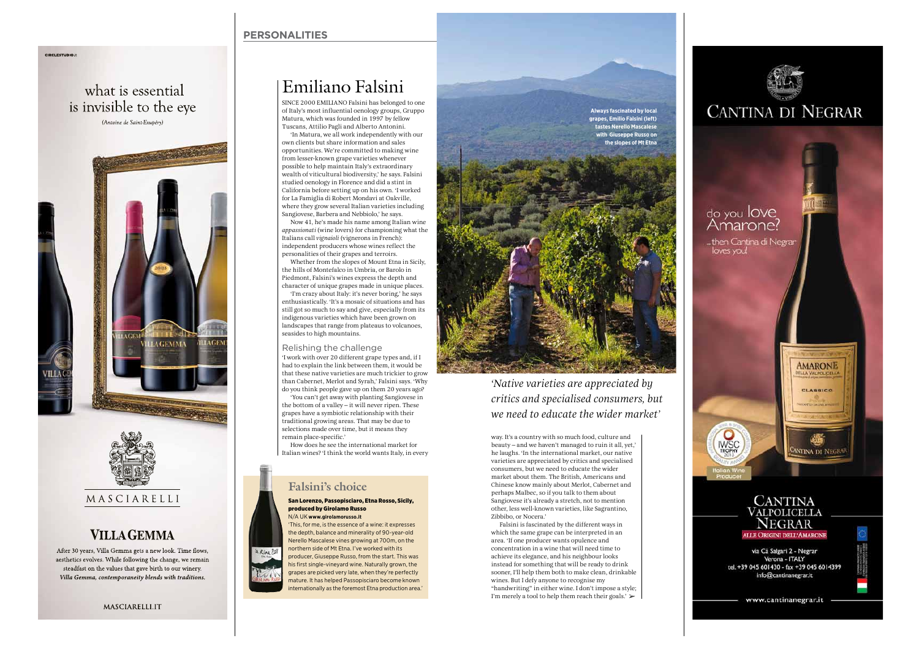PERSONALITIES

# Emiliano Falsini

SINCE 2000 EMILIANO Falsini has belonged to one of Italy's most influential oenology groups, Gruppo Matura, which was founded in 1997 by fellow Tuscans, Attilio Pagli and Alberto Antonini.

'In Matura, we all work independently with our own clients but share information and sales opportunities. We're committed to making wine from lesser-known grape varieties whenever possible to help maintain Italy's extraordinary wealth of viticultural biodiversity,' he says. Falsini studied oenology in Florence and did a stint in California before setting up on his own. 'I worked for La Famiglia di Robert Mondavi at Oakville, where they grow several Italian varieties including Sangiovese, Barbera and Nebbiolo,' he says.

Now 41, he's made his name among Italian wine *appassionati* (wine lovers) for championing what the Italians call *vignaioli* (vignerons in French): independent producers whose wines reflect the personalities of their grapes and terroirs.

Whether from the slopes of Mount Etna in Sicily, the hills of Montefalco in Umbria, or Barolo in Piedmont, Falsini's wines express the depth and character of unique grapes made in unique places.

'I'm crazy about Italy: it's never boring,' he says enthusiastically. 'It's a mosaic of situations and has still got so much to say and give, especially from its indigenous varieties which have been grown on landscapes that range from plateaus to volcanoes, seasides to high mountains.

## Relishing the challenge

'I work with over 20 different grape types and, if I had to explain the link between them, it would be that these native varieties are much trickier to grow than Cabernet, Merlot and Syrah,' Falsini says. 'Why do you think people gave up on them 20 years ago?

'You can't get away with planting Sangiovese in the bottom of a valley – it will never ripen. These grapes have a symbiotic relationship with their traditional growing areas. That may be due to selections made over time, but it means they remain place-specific.'

How does he see the international market for Italian wines? 'I think the world wants Italy, in every way. It's a country with so much food, culture and beauty – and we haven't managed to ruin it all, yet,' he laughs. 'In the international market, our native varieties are appreciated by critics and specialised consumers, but we need to educate the wider market about them. The British, Americans and Chinese know mainly about Merlot, Cabernet and perhaps Malbec, so if you talk to them about Sangiovese it's already a stretch, not to mention other, less well-known varieties, like Sagrantino, Zibbibo, or Nocera.'

Falsini is fascinated by the different ways in which the same grape can be interpreted in an area. 'If one producer wants opulence and concentration in a wine that will need time to achieve its elegance, and his neighbour looks instead for something that will be ready to drink sooner, I'll help them both to make clean, drinkable wines. But I defy anyone to recognise my "handwriting" in either wine. I don't impose a style; I'm merely a tool to help them reach their goals.' ➢

Always fascinated by local grapes, Emilio Falsini (left) tastes Nerello Mascalese with Giuseppe Russo on the slopes of Mt Etna

*'Native varieties are appreciated by critics and specialised consumers, but we need to educate the wider market'*

## Falsini's choice

**San Lorenzo, Passopisciaro, Etna Rosso, Sicily, produced by Girolamo Russo**
N/A UK **www.girolamorusso.it**
'This, for me, is the essence of a wine: it expresses the depth, balance and minerality of 90-year-old Nerello Mascalese vines growing at 700m, on the northern side of Mt Etna. I've worked with its producer, Giuseppe Russo, from the start. This was his first single-vineyard wine. Naturally grown, the grapes are picked very late, when they're perfectly mature. It has helped Passopisciaro become known internationally as the foremost Etna production area.'

---

what is essential is invisible to the eye
*(Antoine de Saint-Exupéry)*

MASCIARELLI

**VILLA GEMMA**

After 30 years, Villa Gemma gets a new look. Time flows, aesthetics evolves. While following the change, we remain steadfast on the values that gave birth to our winery. *Villa Gemma, contemporaneity blends with traditions.*

MASCIARELLI.IT

---

CANTINA DI NEGRAR

do you love Amarone?
...then Cantina di Negrar loves you!

CANTINA VALPOLICELLA NEGRAR
ALLE ORIGINI DELL'AMARONE

via Cà Salgari 2 - Negrar
Verona - ITALY
tel. +39 045 601430 - fax +39 045 6014399
info@cantinanegrar.it

www.cantinanegrar.it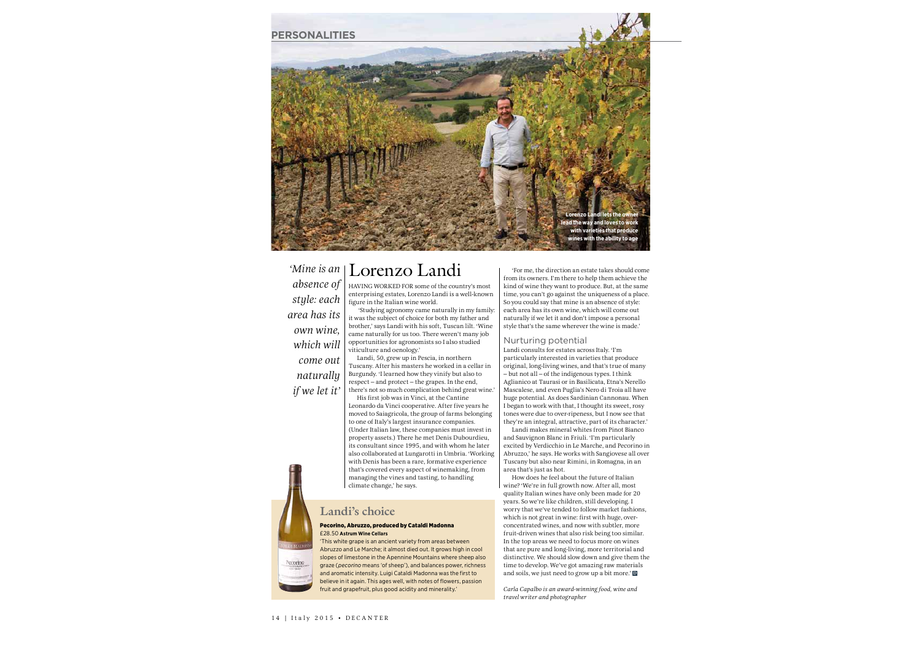Lorenzo Landi lets the owner lead the way and loves to work with varieties that produce wines with the ability to age

*'Mine is an absence of style: each area has its own wine, which will come out naturally if we let it'*

# Lorenzo Landi

HAVING WORKED FOR some of the country's most enterprising estates, Lorenzo Landi is a well-known figure in the Italian wine world.

'Studying agronomy came naturally in my family: it was the subject of choice for both my father and brother,' says Landi with his soft, Tuscan lilt. 'Wine came naturally for us too. There weren't many job opportunities for agronomists so I also studied viticulture and oenology.'

Landi, 50, grew up in Pescia, in northern Tuscany. After his masters he worked in a cellar in Burgundy. 'I learned how they vinify but also to respect – and protect – the grapes. In the end, there's not so much complication behind great wine.'

His first job was in Vinci, at the Cantine Leonardo da Vinci cooperative. After five years he moved to Saiagricola, the group of farms belonging to one of Italy's largest insurance companies. (Under Italian law, these companies must invest in property assets.) There he met Denis Dubourdieu, its consultant since 1995, and with whom he later also collaborated at Lungarotti in Umbria. 'Working with Denis has been a rare, formative experience that's covered every aspect of winemaking, from managing the vines and tasting, to handling climate change,' he says.

'For me, the direction an estate takes should come from its owners. I'm there to help them achieve the kind of wine they want to produce. But, at the same time, you can't go against the uniqueness of a place. So you could say that mine is an absence of style: each area has its own wine, which will come out naturally if we let it and don't impose a personal style that's the same wherever the wine is made.'

## Nurturing potential

Landi consults for estates across Italy. 'I'm particularly interested in varieties that produce original, long-living wines, and that's true of many – but not all – of the indigenous types. I think Aglianico at Taurasi or in Basilicata, Etna's Nerello Mascalese, and even Puglia's Nero di Troia all have huge potential. As does Sardinian Cannonau. When I began to work with that, I thought its sweet, rosy tones were due to over-ripeness, but I now see that they're an integral, attractive, part of its character.'

Landi makes mineral whites from Pinot Bianco and Sauvignon Blanc in Friuli. 'I'm particularly excited by Verdicchio in Le Marche, and Pecorino in Abruzzo,' he says. He works with Sangiovese all over Tuscany but also near Rimini, in Romagna, in an area that's just as hot.

How does he feel about the future of Italian wine? 'We're in full growth now. After all, most quality Italian wines have only been made for 20 years. So we're like children, still developing. I worry that we've tended to follow market fashions, which is not great in wine: first with huge, over-concentrated wines, and now with subtler, more fruit-driven wines that also risk being too similar. In the top areas we need to focus more on wines that are pure and long-living, more territorial and distinctive. We should slow down and give them the time to develop. We've got amazing raw materials and soils, we just need to grow up a bit more.'

*Carla Capalbo is an award-winning food, wine and travel writer and photographer*

## Landi's choice

**Pecorino, Abruzzo, produced by Cataldi Madonna**
£28.50 **Astrum Wine Cellars**

'This white grape is an ancient variety from areas between Abruzzo and Le Marche; it almost died out. It grows high in cool slopes of limestone in the Apennine Mountains where sheep also graze (*pecorino* means 'of sheep'), and balances power, richness and aromatic intensity. Luigi Cataldi Madonna was the first to believe in it again. This ages well, with notes of flowers, passion fruit and grapefruit, plus good acidity and minerality.'